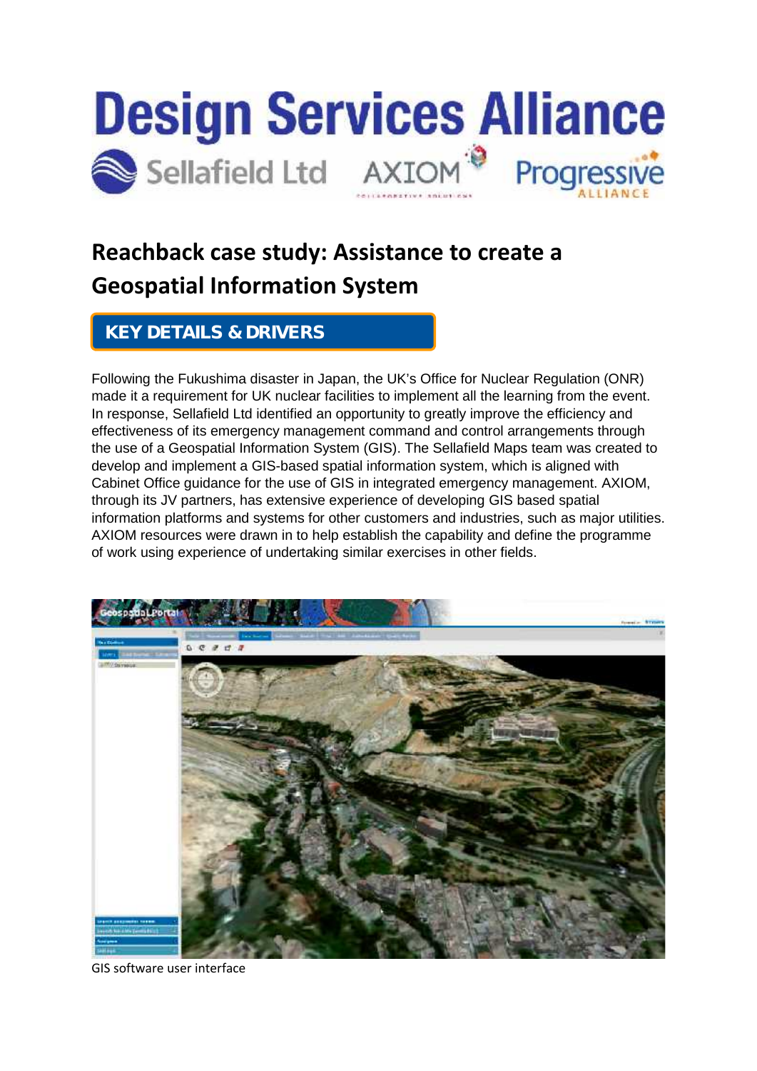# Design Services Alliance

Sellafield Ltd AXIOM Progressive ALLIANCE

## Reachback case study: Assistance to create a Geospatial Information System

### KEY DETAILS & DRIVERS

Following the Fukushima disaster in Japan, the UK's Office for Nuclear Regulation (ONR) made it a requirement for UK nuclear facilities to implement all the learning from the event. In response, Sellafield Ltd identified an opportunity to greatly improve the efficiency and effectiveness of its emergency management command and control arrangements through the use of a Geospatial Information System (GIS). The Sellafield Maps team was created to develop and implement a GIS-based spatial information system, which is aligned with Cabinet Office guidance for the use of GIS in integrated emergency management. AXIOM, through its JV partners, has extensive experience of developing GIS based spatial information platforms and systems for other customers and industries, such as major utilities. AXIOM resources were drawn in to help establish the capability and define the programme of work using experience of undertaking similar exercises in other fields.

GIS software user interface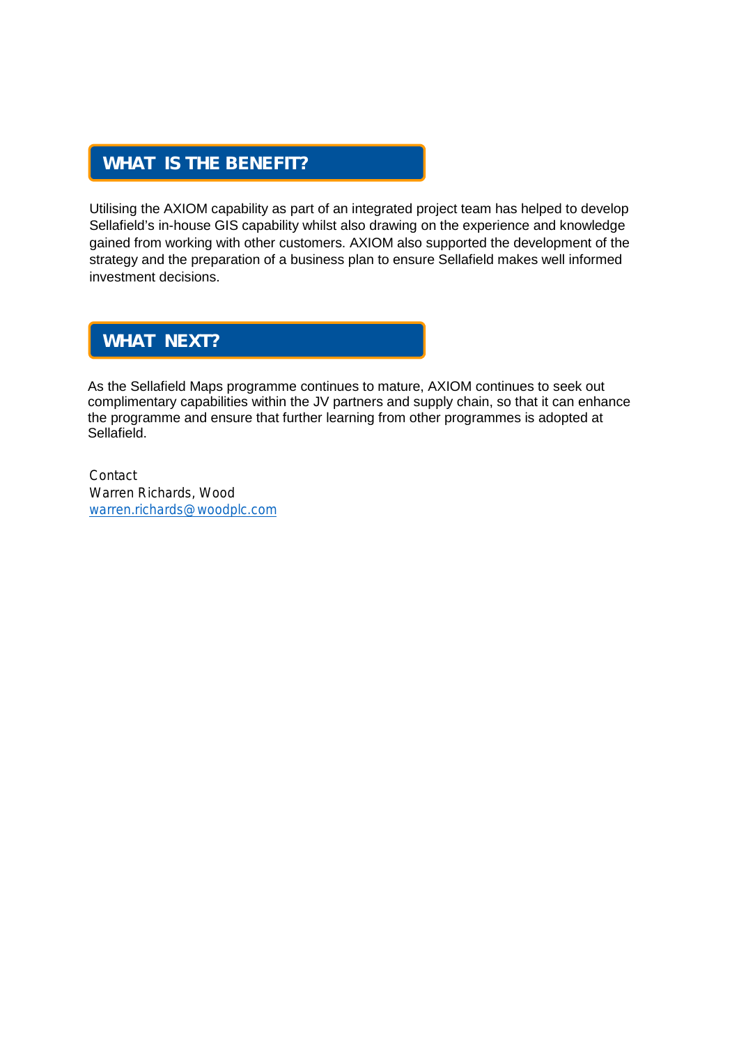## WHAT IS THE BENEFIT?

Utilising the AXIOM capability as part of an integrated project team has helped to develop Sellafield's in-house GIS capability whilst also drawing on the experience and knowledge gained from working with other customers. AXIOM also supported the development of the strategy and the preparation of a business plan to ensure Sellafield makes well informed investment decisions.

## WHAT NEXT?

As the Sellafield Maps programme continues to mature, AXIOM continues to seek out complimentary capabilities within the JV partners and supply chain, so that it can enhance the programme and ensure that further learning from other programmes is adopted at Sellafield.

Contact
Warren Richards, Wood
[warren.richards@woodplc.com](mailto:warren.richards@woodplc.com)